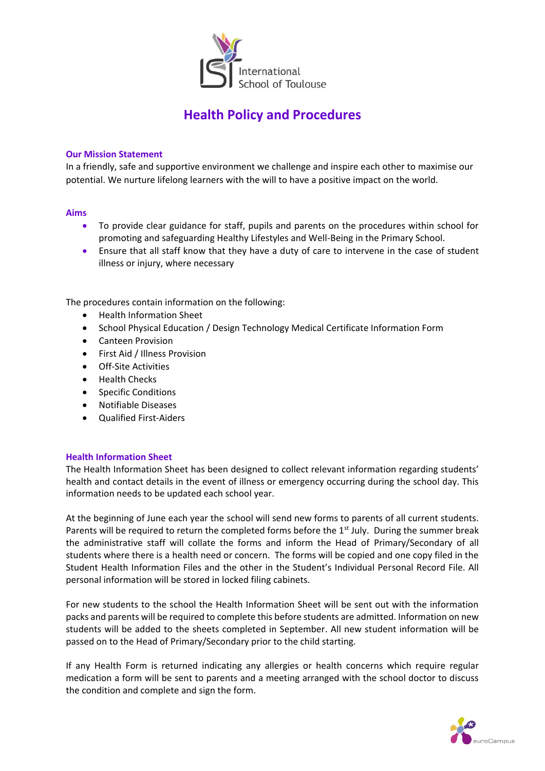International School of Toulouse

# Health Policy and Procedures

### Our Mission Statement

In a friendly, safe and supportive environment we challenge and inspire each other to maximise our potential. We nurture lifelong learners with the will to have a positive impact on the world.

### Aims

- To provide clear guidance for staff, pupils and parents on the procedures within school for promoting and safeguarding Healthy Lifestyles and Well-Being in the Primary School.
- Ensure that all staff know that they have a duty of care to intervene in the case of student illness or injury, where necessary

The procedures contain information on the following:

- Health Information Sheet
- School Physical Education / Design Technology Medical Certificate Information Form
- Canteen Provision
- First Aid / Illness Provision
- Off-Site Activities
- Health Checks
- Specific Conditions
- Notifiable Diseases
- Qualified First-Aiders

### Health Information Sheet

The Health Information Sheet has been designed to collect relevant information regarding students' health and contact details in the event of illness or emergency occurring during the school day. This information needs to be updated each school year.

At the beginning of June each year the school will send new forms to parents of all current students. Parents will be required to return the completed forms before the 1st July. During the summer break the administrative staff will collate the forms and inform the Head of Primary/Secondary of all students where there is a health need or concern. The forms will be copied and one copy filed in the Student Health Information Files and the other in the Student's Individual Personal Record File. All personal information will be stored in locked filing cabinets.

For new students to the school the Health Information Sheet will be sent out with the information packs and parents will be required to complete this before students are admitted. Information on new students will be added to the sheets completed in September. All new student information will be passed on to the Head of Primary/Secondary prior to the child starting.

If any Health Form is returned indicating any allergies or health concerns which require regular medication a form will be sent to parents and a meeting arranged with the school doctor to discuss the condition and complete and sign the form.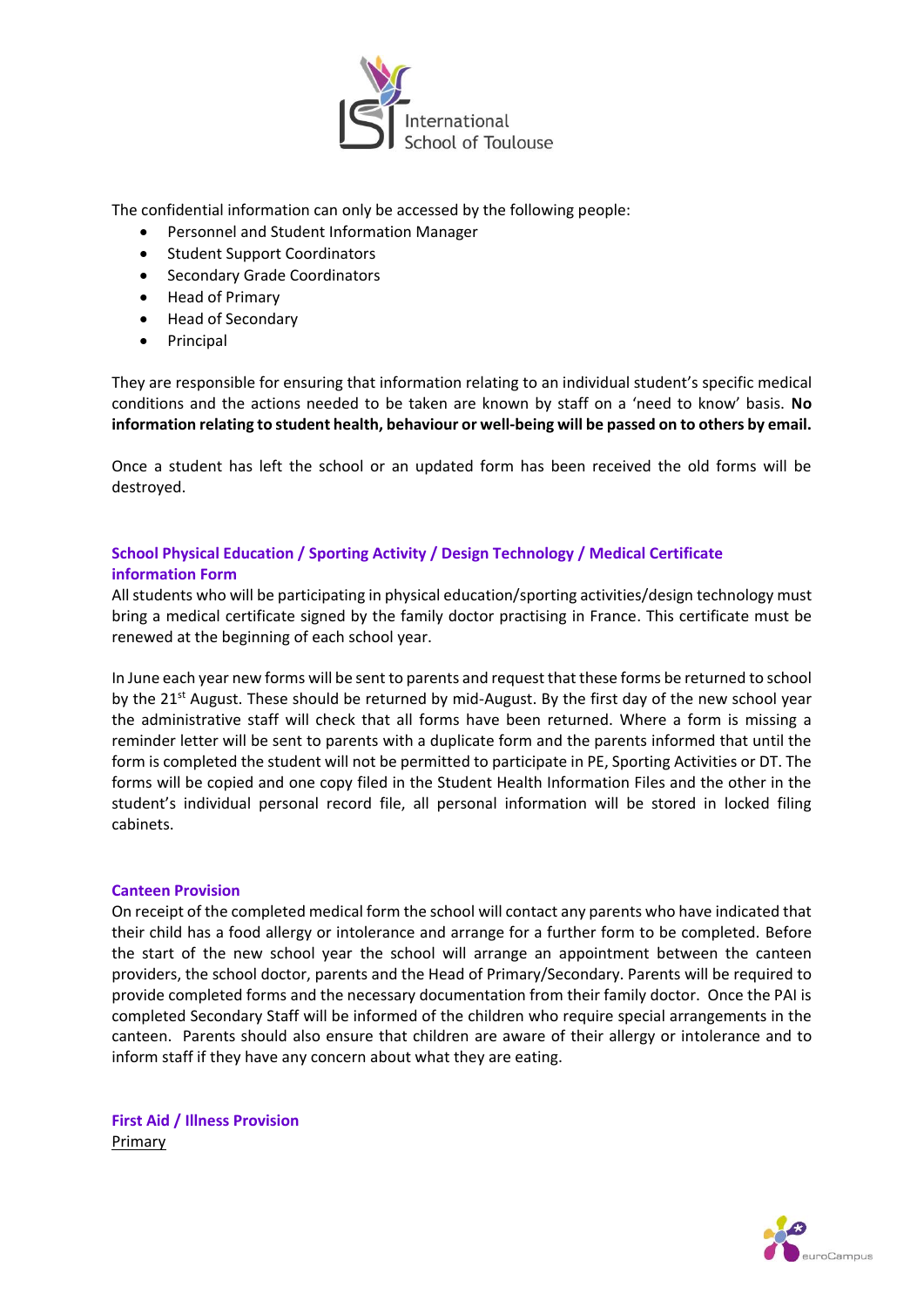The confidential information can only be accessed by the following people:

- Personnel and Student Information Manager
- Student Support Coordinators
- Secondary Grade Coordinators
- Head of Primary
- Head of Secondary
- Principal

They are responsible for ensuring that information relating to an individual student's specific medical conditions and the actions needed to be taken are known by staff on a 'need to know' basis. **No information relating to student health, behaviour or well-being will be passed on to others by email.**

Once a student has left the school or an updated form has been received the old forms will be destroyed.

### School Physical Education / Sporting Activity / Design Technology / Medical Certificate information Form

All students who will be participating in physical education/sporting activities/design technology must bring a medical certificate signed by the family doctor practising in France. This certificate must be renewed at the beginning of each school year.

In June each year new forms will be sent to parents and request that these forms be returned to school by the 21st August. These should be returned by mid-August. By the first day of the new school year the administrative staff will check that all forms have been returned. Where a form is missing a reminder letter will be sent to parents with a duplicate form and the parents informed that until the form is completed the student will not be permitted to participate in PE, Sporting Activities or DT. The forms will be copied and one copy filed in the Student Health Information Files and the other in the student's individual personal record file, all personal information will be stored in locked filing cabinets.

### Canteen Provision

On receipt of the completed medical form the school will contact any parents who have indicated that their child has a food allergy or intolerance and arrange for a further form to be completed. Before the start of the new school year the school will arrange an appointment between the canteen providers, the school doctor, parents and the Head of Primary/Secondary. Parents will be required to provide completed forms and the necessary documentation from their family doctor. Once the PAI is completed Secondary Staff will be informed of the children who require special arrangements in the canteen. Parents should also ensure that children are aware of their allergy or intolerance and to inform staff if they have any concern about what they are eating.

### First Aid / Illness Provision

Primary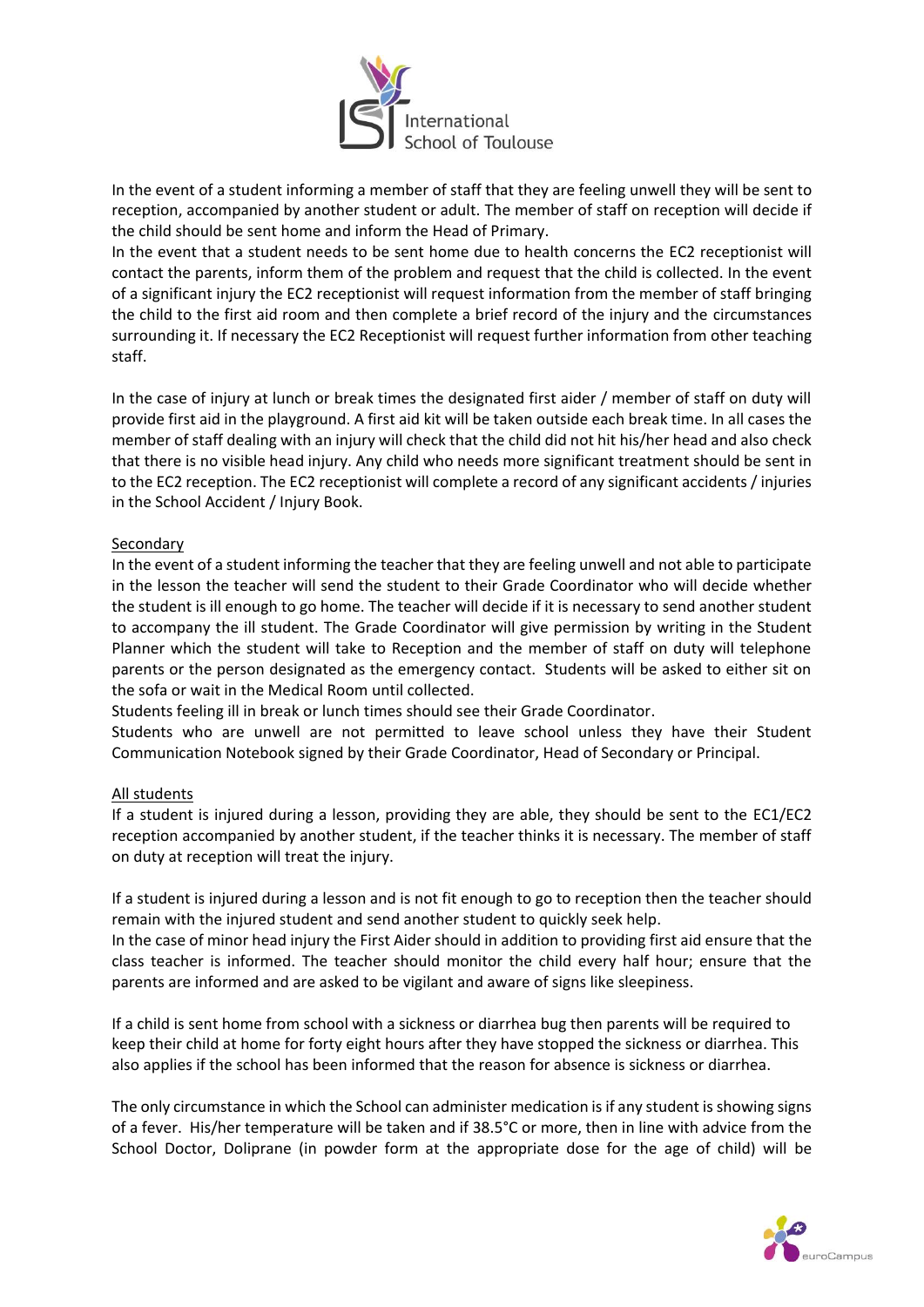In the event of a student informing a member of staff that they are feeling unwell they will be sent to reception, accompanied by another student or adult. The member of staff on reception will decide if the child should be sent home and inform the Head of Primary.

In the event that a student needs to be sent home due to health concerns the EC2 receptionist will contact the parents, inform them of the problem and request that the child is collected. In the event of a significant injury the EC2 receptionist will request information from the member of staff bringing the child to the first aid room and then complete a brief record of the injury and the circumstances surrounding it. If necessary the EC2 Receptionist will request further information from other teaching staff.

In the case of injury at lunch or break times the designated first aider / member of staff on duty will provide first aid in the playground. A first aid kit will be taken outside each break time. In all cases the member of staff dealing with an injury will check that the child did not hit his/her head and also check that there is no visible head injury. Any child who needs more significant treatment should be sent in to the EC2 reception. The EC2 receptionist will complete a record of any significant accidents / injuries in the School Accident / Injury Book.

## Secondary

In the event of a student informing the teacher that they are feeling unwell and not able to participate in the lesson the teacher will send the student to their Grade Coordinator who will decide whether the student is ill enough to go home. The teacher will decide if it is necessary to send another student to accompany the ill student. The Grade Coordinator will give permission by writing in the Student Planner which the student will take to Reception and the member of staff on duty will telephone parents or the person designated as the emergency contact. Students will be asked to either sit on the sofa or wait in the Medical Room until collected.

Students feeling ill in break or lunch times should see their Grade Coordinator.

Students who are unwell are not permitted to leave school unless they have their Student Communication Notebook signed by their Grade Coordinator, Head of Secondary or Principal.

## All students

If a student is injured during a lesson, providing they are able, they should be sent to the EC1/EC2 reception accompanied by another student, if the teacher thinks it is necessary. The member of staff on duty at reception will treat the injury.

If a student is injured during a lesson and is not fit enough to go to reception then the teacher should remain with the injured student and send another student to quickly seek help.

In the case of minor head injury the First Aider should in addition to providing first aid ensure that the class teacher is informed. The teacher should monitor the child every half hour; ensure that the parents are informed and are asked to be vigilant and aware of signs like sleepiness.

If a child is sent home from school with a sickness or diarrhea bug then parents will be required to keep their child at home for forty eight hours after they have stopped the sickness or diarrhea. This also applies if the school has been informed that the reason for absence is sickness or diarrhea.

The only circumstance in which the School can administer medication is if any student is showing signs of a fever. His/her temperature will be taken and if 38.5°C or more, then in line with advice from the School Doctor, Doliprane (in powder form at the appropriate dose for the age of child) will be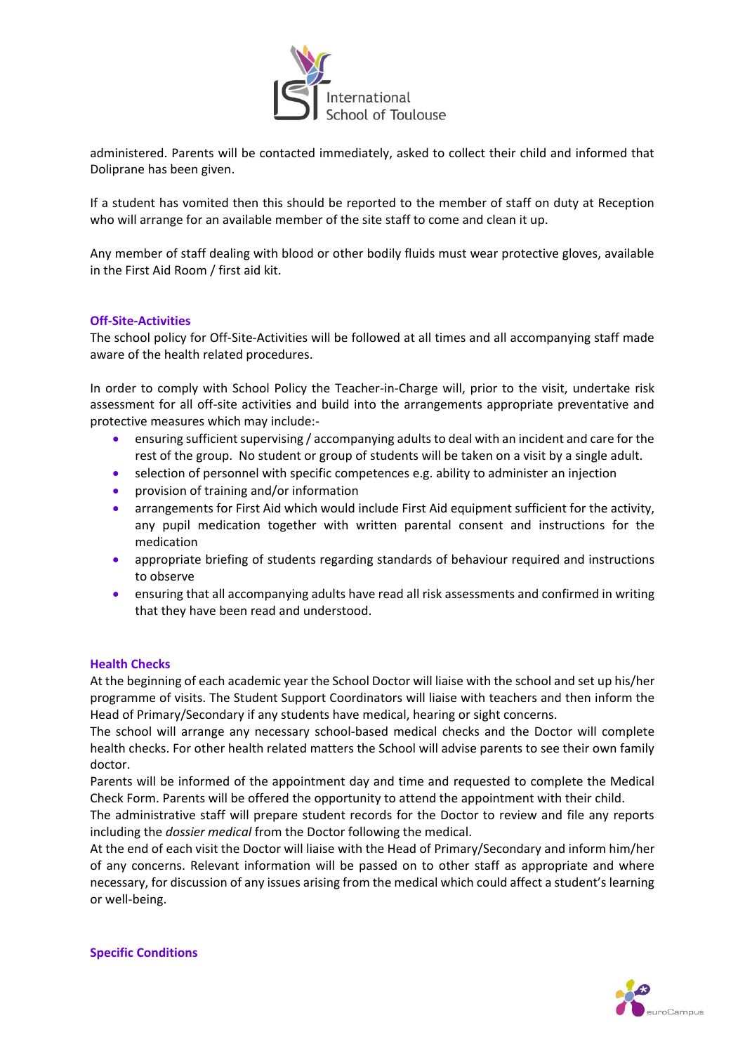administered. Parents will be contacted immediately, asked to collect their child and informed that Doliprane has been given.

If a student has vomited then this should be reported to the member of staff on duty at Reception who will arrange for an available member of the site staff to come and clean it up.

Any member of staff dealing with blood or other bodily fluids must wear protective gloves, available in the First Aid Room / first aid kit.

## Off-Site-Activities

The school policy for Off-Site-Activities will be followed at all times and all accompanying staff made aware of the health related procedures.

In order to comply with School Policy the Teacher-in-Charge will, prior to the visit, undertake risk assessment for all off-site activities and build into the arrangements appropriate preventative and protective measures which may include:-

- ensuring sufficient supervising / accompanying adults to deal with an incident and care for the rest of the group. No student or group of students will be taken on a visit by a single adult.
- selection of personnel with specific competences e.g. ability to administer an injection
- provision of training and/or information
- arrangements for First Aid which would include First Aid equipment sufficient for the activity, any pupil medication together with written parental consent and instructions for the medication
- appropriate briefing of students regarding standards of behaviour required and instructions to observe
- ensuring that all accompanying adults have read all risk assessments and confirmed in writing that they have been read and understood.

## Health Checks

At the beginning of each academic year the School Doctor will liaise with the school and set up his/her programme of visits. The Student Support Coordinators will liaise with teachers and then inform the Head of Primary/Secondary if any students have medical, hearing or sight concerns.
The school will arrange any necessary school-based medical checks and the Doctor will complete health checks. For other health related matters the School will advise parents to see their own family doctor.
Parents will be informed of the appointment day and time and requested to complete the Medical Check Form. Parents will be offered the opportunity to attend the appointment with their child.
The administrative staff will prepare student records for the Doctor to review and file any reports including the *dossier medical* from the Doctor following the medical.
At the end of each visit the Doctor will liaise with the Head of Primary/Secondary and inform him/her of any concerns. Relevant information will be passed on to other staff as appropriate and where necessary, for discussion of any issues arising from the medical which could affect a student's learning or well-being.

## Specific Conditions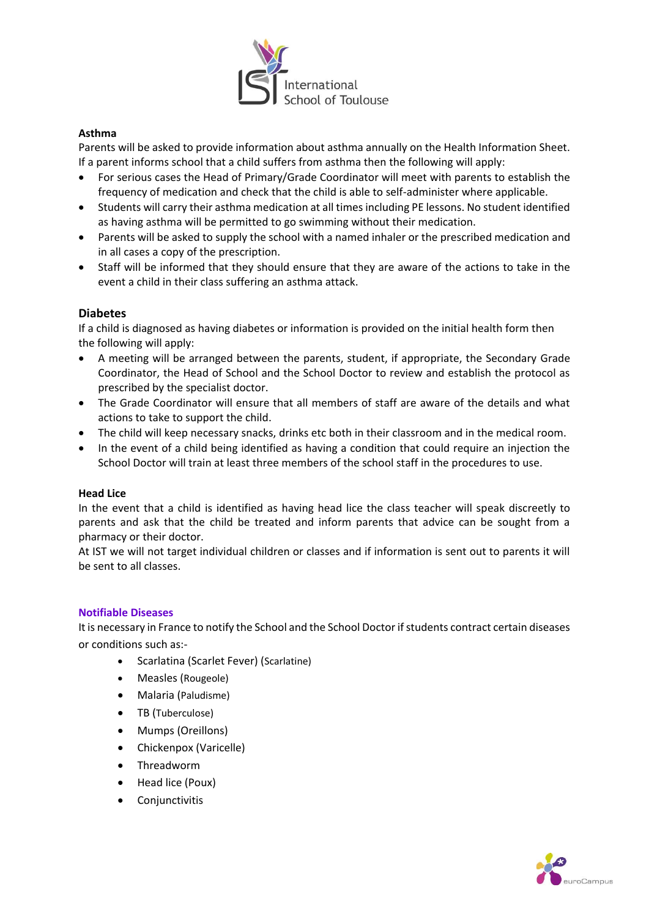**Asthma**

Parents will be asked to provide information about asthma annually on the Health Information Sheet. If a parent informs school that a child suffers from asthma then the following will apply:

- For serious cases the Head of Primary/Grade Coordinator will meet with parents to establish the frequency of medication and check that the child is able to self-administer where applicable.
- Students will carry their asthma medication at all times including PE lessons. No student identified as having asthma will be permitted to go swimming without their medication.
- Parents will be asked to supply the school with a named inhaler or the prescribed medication and in all cases a copy of the prescription.
- Staff will be informed that they should ensure that they are aware of the actions to take in the event a child in their class suffering an asthma attack.

## Diabetes

If a child is diagnosed as having diabetes or information is provided on the initial health form then the following will apply:

- A meeting will be arranged between the parents, student, if appropriate, the Secondary Grade Coordinator, the Head of School and the School Doctor to review and establish the protocol as prescribed by the specialist doctor.
- The Grade Coordinator will ensure that all members of staff are aware of the details and what actions to take to support the child.
- The child will keep necessary snacks, drinks etc both in their classroom and in the medical room.
- In the event of a child being identified as having a condition that could require an injection the School Doctor will train at least three members of the school staff in the procedures to use.

**Head Lice**

In the event that a child is identified as having head lice the class teacher will speak discreetly to parents and ask that the child be treated and inform parents that advice can be sought from a pharmacy or their doctor.

At IST we will not target individual children or classes and if information is sent out to parents it will be sent to all classes.

**Notifiable Diseases**

It is necessary in France to notify the School and the School Doctor if students contract certain diseases or conditions such as:-

- Scarlatina (Scarlet Fever) (Scarlatine)
- Measles (Rougeole)
- Malaria (Paludisme)
- TB (Tuberculose)
- Mumps (Oreillons)
- Chickenpox (Varicelle)
- Threadworm
- Head lice (Poux)
- Conjunctivitis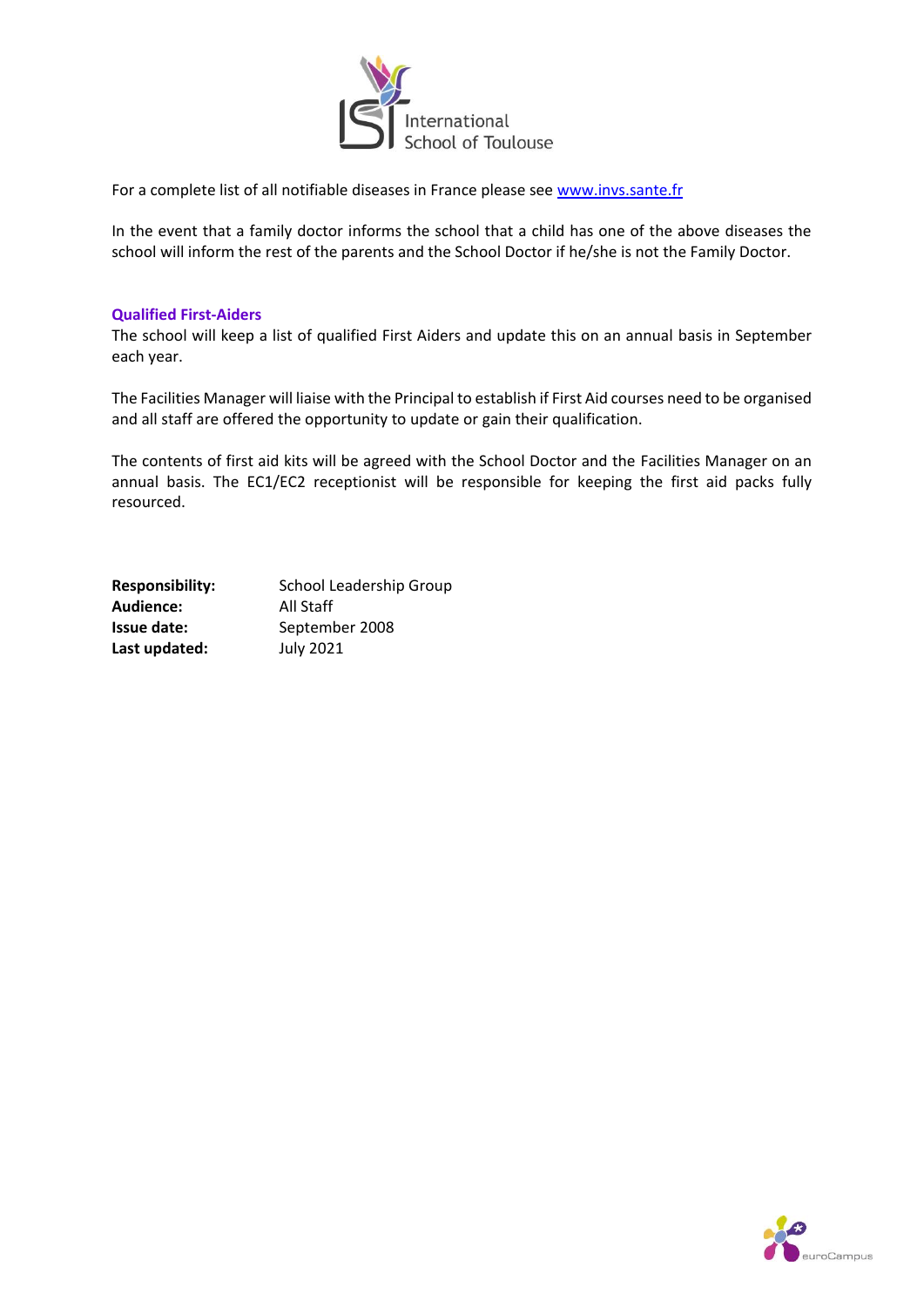For a complete list of all notifiable diseases in France please see [www.invs.sante.fr](http://www.invs.sante.fr)

In the event that a family doctor informs the school that a child has one of the above diseases the school will inform the rest of the parents and the School Doctor if he/she is not the Family Doctor.

### Qualified First-Aiders

The school will keep a list of qualified First Aiders and update this on an annual basis in September each year.

The Facilities Manager will liaise with the Principal to establish if First Aid courses need to be organised and all staff are offered the opportunity to update or gain their qualification.

The contents of first aid kits will be agreed with the School Doctor and the Facilities Manager on an annual basis. The EC1/EC2 receptionist will be responsible for keeping the first aid packs fully resourced.

| | |
|---|---|
| **Responsibility:** | School Leadership Group |
| **Audience:** | All Staff |
| **Issue date:** | September 2008 |
| **Last updated:** | July 2021 |